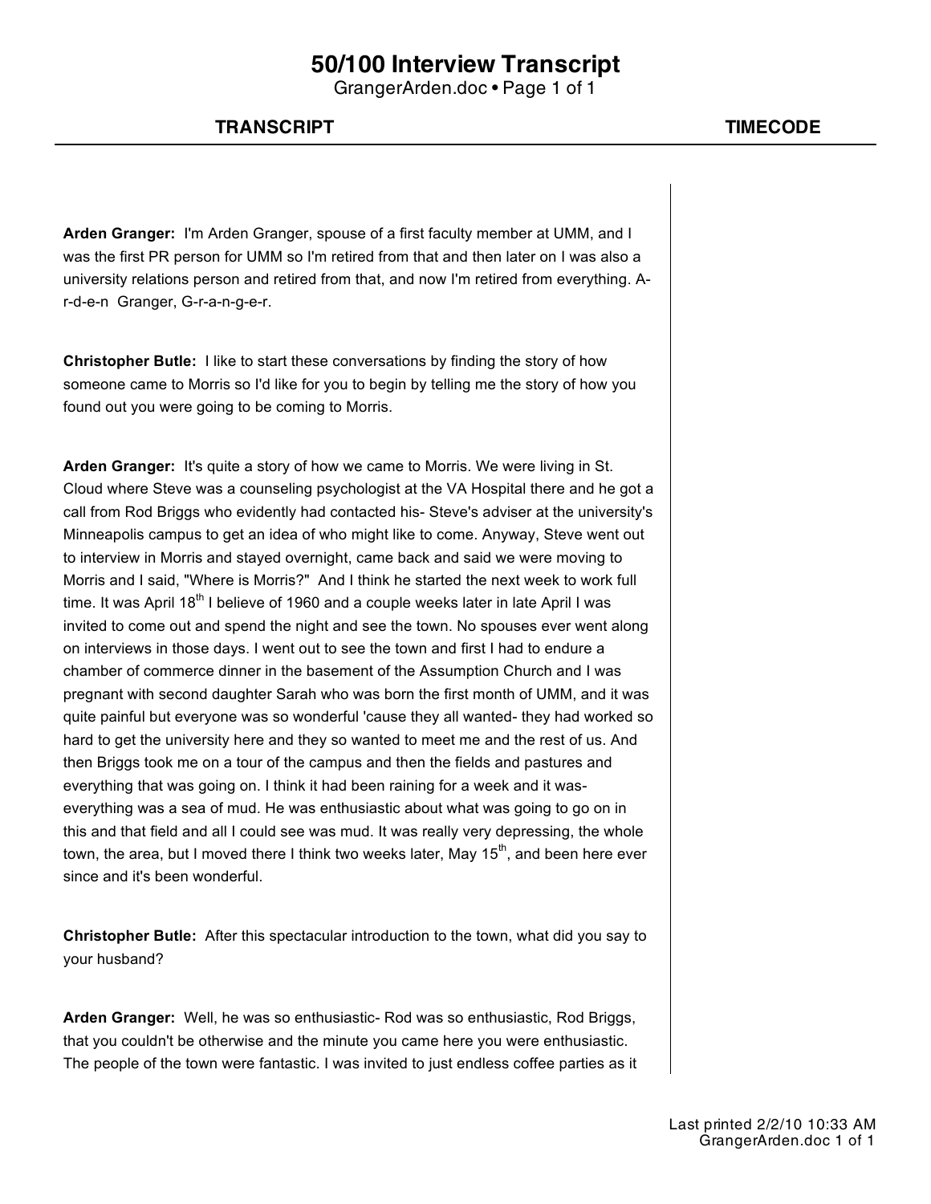# 50/100 Interview Transcript

GrangerArden.doc • Page 1 of 1

**TRANSCRIPT** | **TIMECODE**

**Arden Granger:** I'm Arden Granger, spouse of a first faculty member at UMM, and I was the first PR person for UMM so I'm retired from that and then later on I was also a university relations person and retired from that, and now I'm retired from everything. A-r-d-e-n Granger, G-r-a-n-g-e-r.

**Christopher Butle:** I like to start these conversations by finding the story of how someone came to Morris so I'd like for you to begin by telling me the story of how you found out you were going to be coming to Morris.

**Arden Granger:** It's quite a story of how we came to Morris. We were living in St. Cloud where Steve was a counseling psychologist at the VA Hospital there and he got a call from Rod Briggs who evidently had contacted his- Steve's adviser at the university's Minneapolis campus to get an idea of who might like to come. Anyway, Steve went out to interview in Morris and stayed overnight, came back and said we were moving to Morris and I said, "Where is Morris?" And I think he started the next week to work full time. It was April 18th I believe of 1960 and a couple weeks later in late April I was invited to come out and spend the night and see the town. No spouses ever went along on interviews in those days. I went out to see the town and first I had to endure a chamber of commerce dinner in the basement of the Assumption Church and I was pregnant with second daughter Sarah who was born the first month of UMM, and it was quite painful but everyone was so wonderful 'cause they all wanted- they had worked so hard to get the university here and they so wanted to meet me and the rest of us. And then Briggs took me on a tour of the campus and then the fields and pastures and everything that was going on. I think it had been raining for a week and it was- everything was a sea of mud. He was enthusiastic about what was going to go on in this and that field and all I could see was mud. It was really very depressing, the whole town, the area, but I moved there I think two weeks later, May 15th, and been here ever since and it's been wonderful.

**Christopher Butle:** After this spectacular introduction to the town, what did you say to your husband?

**Arden Granger:** Well, he was so enthusiastic- Rod was so enthusiastic, Rod Briggs, that you couldn't be otherwise and the minute you came here you were enthusiastic. The people of the town were fantastic. I was invited to just endless coffee parties as it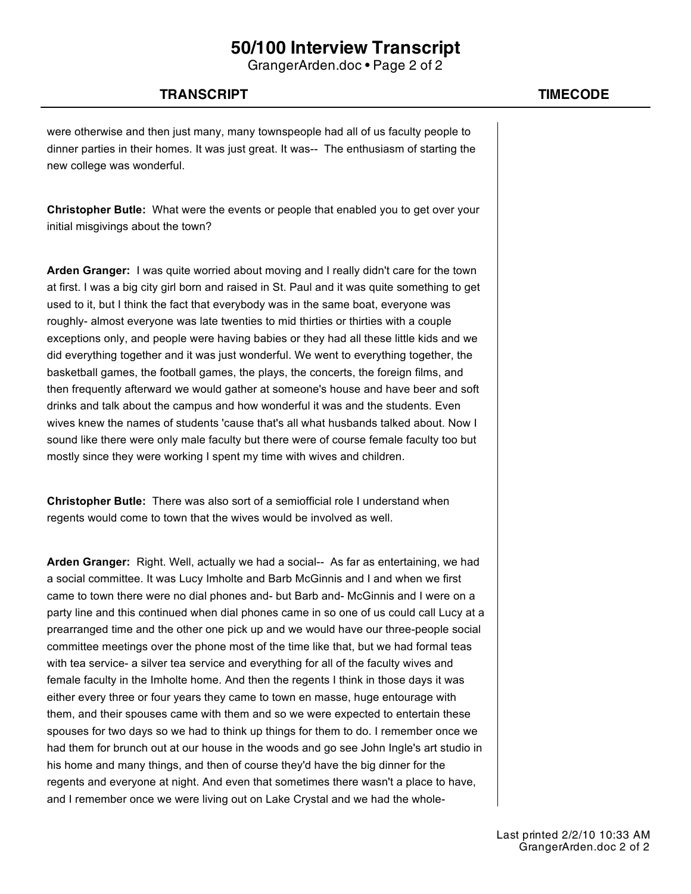were otherwise and then just many, many townspeople had all of us faculty people to dinner parties in their homes. It was just great. It was-- The enthusiasm of starting the new college was wonderful.

**Christopher Butle:** What were the events or people that enabled you to get over your initial misgivings about the town?

**Arden Granger:** I was quite worried about moving and I really didn't care for the town at first. I was a big city girl born and raised in St. Paul and it was quite something to get used to it, but I think the fact that everybody was in the same boat, everyone was roughly- almost everyone was late twenties to mid thirties or thirties with a couple exceptions only, and people were having babies or they had all these little kids and we did everything together and it was just wonderful. We went to everything together, the basketball games, the football games, the plays, the concerts, the foreign films, and then frequently afterward we would gather at someone's house and have beer and soft drinks and talk about the campus and how wonderful it was and the students. Even wives knew the names of students 'cause that's all what husbands talked about. Now I sound like there were only male faculty but there were of course female faculty too but mostly since they were working I spent my time with wives and children.

**Christopher Butle:** There was also sort of a semiofficial role I understand when regents would come to town that the wives would be involved as well.

**Arden Granger:** Right. Well, actually we had a social-- As far as entertaining, we had a social committee. It was Lucy Imholte and Barb McGinnis and I and when we first came to town there were no dial phones and- but Barb and- McGinnis and I were on a party line and this continued when dial phones came in so one of us could call Lucy at a prearranged time and the other one pick up and we would have our three-people social committee meetings over the phone most of the time like that, but we had formal teas with tea service- a silver tea service and everything for all of the faculty wives and female faculty in the Imholte home. And then the regents I think in those days it was either every three or four years they came to town en masse, huge entourage with them, and their spouses came with them and so we were expected to entertain these spouses for two days so we had to think up things for them to do. I remember once we had them for brunch out at our house in the woods and go see John Ingle's art studio in his home and many things, and then of course they'd have the big dinner for the regents and everyone at night. And even that sometimes there wasn't a place to have, and I remember once we were living out on Lake Crystal and we had the whole-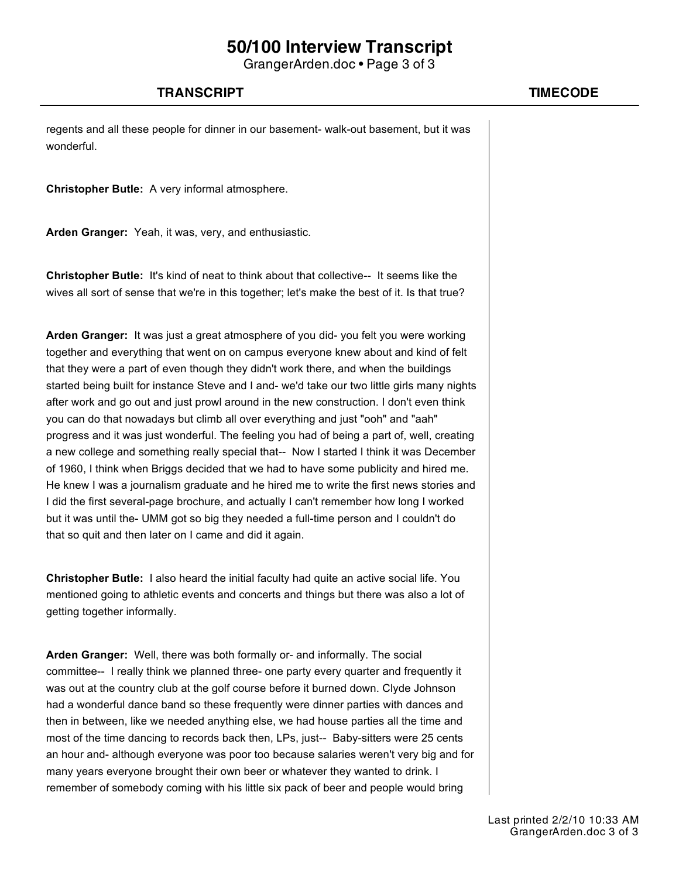regents and all these people for dinner in our basement- walk-out basement, but it was wonderful.

**Christopher Butle:** A very informal atmosphere.

**Arden Granger:** Yeah, it was, very, and enthusiastic.

**Christopher Butle:** It's kind of neat to think about that collective-- It seems like the wives all sort of sense that we're in this together; let's make the best of it. Is that true?

**Arden Granger:** It was just a great atmosphere of you did- you felt you were working together and everything that went on on campus everyone knew about and kind of felt that they were a part of even though they didn't work there, and when the buildings started being built for instance Steve and I and- we'd take our two little girls many nights after work and go out and just prowl around in the new construction. I don't even think you can do that nowadays but climb all over everything and just "ooh" and "aah" progress and it was just wonderful. The feeling you had of being a part of, well, creating a new college and something really special that-- Now I started I think it was December of 1960, I think when Briggs decided that we had to have some publicity and hired me. He knew I was a journalism graduate and he hired me to write the first news stories and I did the first several-page brochure, and actually I can't remember how long I worked but it was until the- UMM got so big they needed a full-time person and I couldn't do that so quit and then later on I came and did it again.

**Christopher Butle:** I also heard the initial faculty had quite an active social life. You mentioned going to athletic events and concerts and things but there was also a lot of getting together informally.

**Arden Granger:** Well, there was both formally or- and informally. The social committee-- I really think we planned three- one party every quarter and frequently it was out at the country club at the golf course before it burned down. Clyde Johnson had a wonderful dance band so these frequently were dinner parties with dances and then in between, like we needed anything else, we had house parties all the time and most of the time dancing to records back then, LPs, just-- Baby-sitters were 25 cents an hour and- although everyone was poor too because salaries weren't very big and for many years everyone brought their own beer or whatever they wanted to drink. I remember of somebody coming with his little six pack of beer and people would bring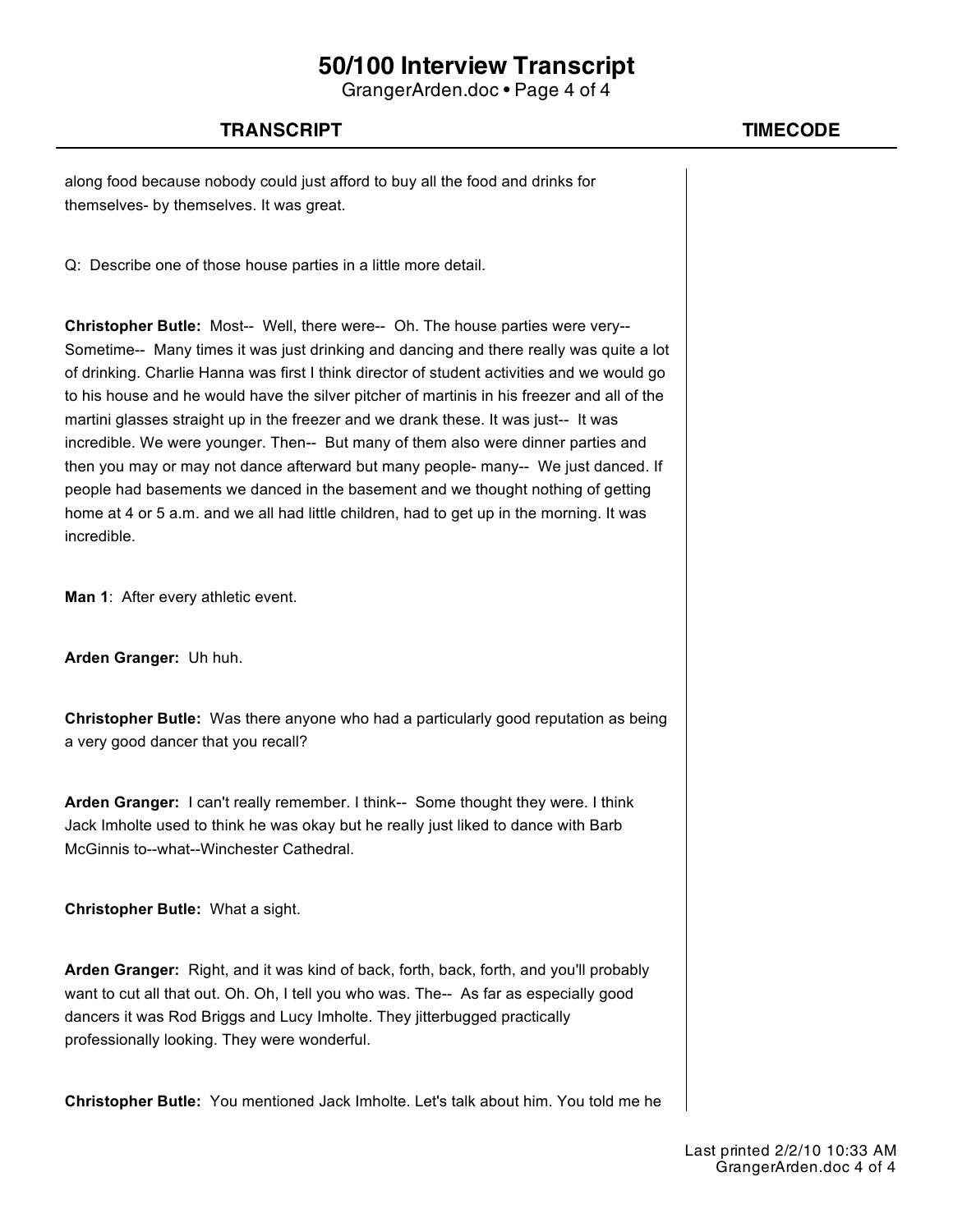along food because nobody could just afford to buy all the food and drinks for themselves- by themselves. It was great.

Q: Describe one of those house parties in a little more detail.

**Christopher Butle:** Most-- Well, there were-- Oh. The house parties were very-- Sometime-- Many times it was just drinking and dancing and there really was quite a lot of drinking. Charlie Hanna was first I think director of student activities and we would go to his house and he would have the silver pitcher of martinis in his freezer and all of the martini glasses straight up in the freezer and we drank these. It was just-- It was incredible. We were younger. Then-- But many of them also were dinner parties and then you may or may not dance afterward but many people- many-- We just danced. If people had basements we danced in the basement and we thought nothing of getting home at 4 or 5 a.m. and we all had little children, had to get up in the morning. It was incredible.

**Man 1**: After every athletic event.

**Arden Granger:** Uh huh.

**Christopher Butle:** Was there anyone who had a particularly good reputation as being a very good dancer that you recall?

**Arden Granger:** I can't really remember. I think-- Some thought they were. I think Jack Imholte used to think he was okay but he really just liked to dance with Barb McGinnis to--what--Winchester Cathedral.

**Christopher Butle:** What a sight.

**Arden Granger:** Right, and it was kind of back, forth, back, forth, and you'll probably want to cut all that out. Oh. Oh, I tell you who was. The-- As far as especially good dancers it was Rod Briggs and Lucy Imholte. They jitterbugged practically professionally looking. They were wonderful.

**Christopher Butle:** You mentioned Jack Imholte. Let's talk about him. You told me he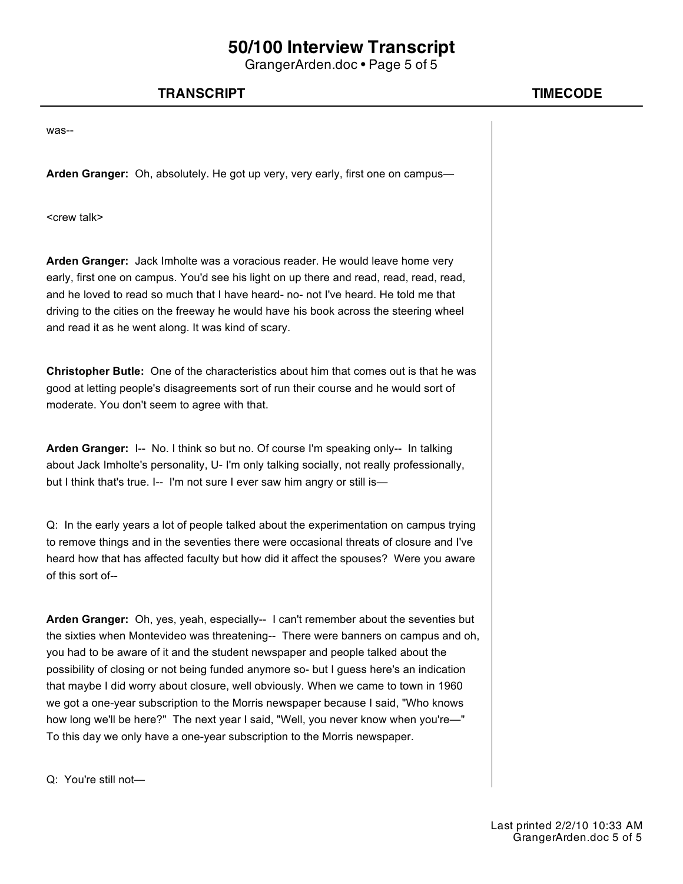was--

**Arden Granger:** Oh, absolutely. He got up very, very early, first one on campus—

<crew talk>

**Arden Granger:** Jack Imholte was a voracious reader. He would leave home very early, first one on campus. You'd see his light on up there and read, read, read, read, and he loved to read so much that I have heard- no- not I've heard. He told me that driving to the cities on the freeway he would have his book across the steering wheel and read it as he went along. It was kind of scary.

**Christopher Butle:** One of the characteristics about him that comes out is that he was good at letting people's disagreements sort of run their course and he would sort of moderate. You don't seem to agree with that.

**Arden Granger:** I-- No. I think so but no. Of course I'm speaking only-- In talking about Jack Imholte's personality, U- I'm only talking socially, not really professionally, but I think that's true. I-- I'm not sure I ever saw him angry or still is—

Q: In the early years a lot of people talked about the experimentation on campus trying to remove things and in the seventies there were occasional threats of closure and I've heard how that has affected faculty but how did it affect the spouses? Were you aware of this sort of--

**Arden Granger:** Oh, yes, yeah, especially-- I can't remember about the seventies but the sixties when Montevideo was threatening-- There were banners on campus and oh, you had to be aware of it and the student newspaper and people talked about the possibility of closing or not being funded anymore so- but I guess here's an indication that maybe I did worry about closure, well obviously. When we came to town in 1960 we got a one-year subscription to the Morris newspaper because I said, "Who knows how long we'll be here?" The next year I said, "Well, you never know when you're—" To this day we only have a one-year subscription to the Morris newspaper.

Q: You're still not—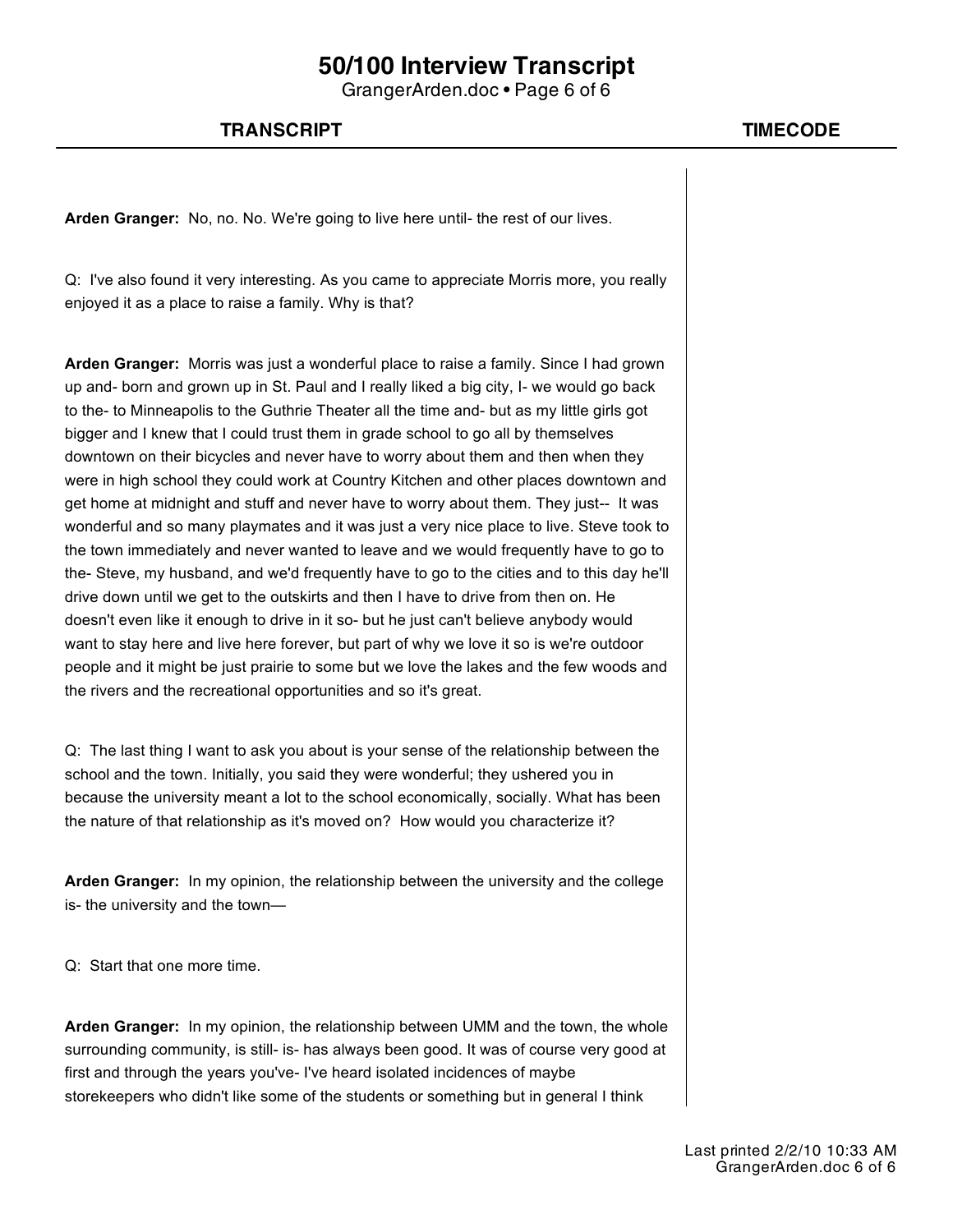**Arden Granger:** No, no. No. We're going to live here until- the rest of our lives.

Q: I've also found it very interesting. As you came to appreciate Morris more, you really enjoyed it as a place to raise a family. Why is that?

**Arden Granger:** Morris was just a wonderful place to raise a family. Since I had grown up and- born and grown up in St. Paul and I really liked a big city, I- we would go back to the- to Minneapolis to the Guthrie Theater all the time and- but as my little girls got bigger and I knew that I could trust them in grade school to go all by themselves downtown on their bicycles and never have to worry about them and then when they were in high school they could work at Country Kitchen and other places downtown and get home at midnight and stuff and never have to worry about them. They just-- It was wonderful and so many playmates and it was just a very nice place to live. Steve took to the town immediately and never wanted to leave and we would frequently have to go to the- Steve, my husband, and we'd frequently have to go to the cities and to this day he'll drive down until we get to the outskirts and then I have to drive from then on. He doesn't even like it enough to drive in it so- but he just can't believe anybody would want to stay here and live here forever, but part of why we love it so is we're outdoor people and it might be just prairie to some but we love the lakes and the few woods and the rivers and the recreational opportunities and so it's great.

Q: The last thing I want to ask you about is your sense of the relationship between the school and the town. Initially, you said they were wonderful; they ushered you in because the university meant a lot to the school economically, socially. What has been the nature of that relationship as it's moved on? How would you characterize it?

**Arden Granger:** In my opinion, the relationship between the university and the college is- the university and the town—

Q: Start that one more time.

**Arden Granger:** In my opinion, the relationship between UMM and the town, the whole surrounding community, is still- is- has always been good. It was of course very good at first and through the years you've- I've heard isolated incidences of maybe storekeepers who didn't like some of the students or something but in general I think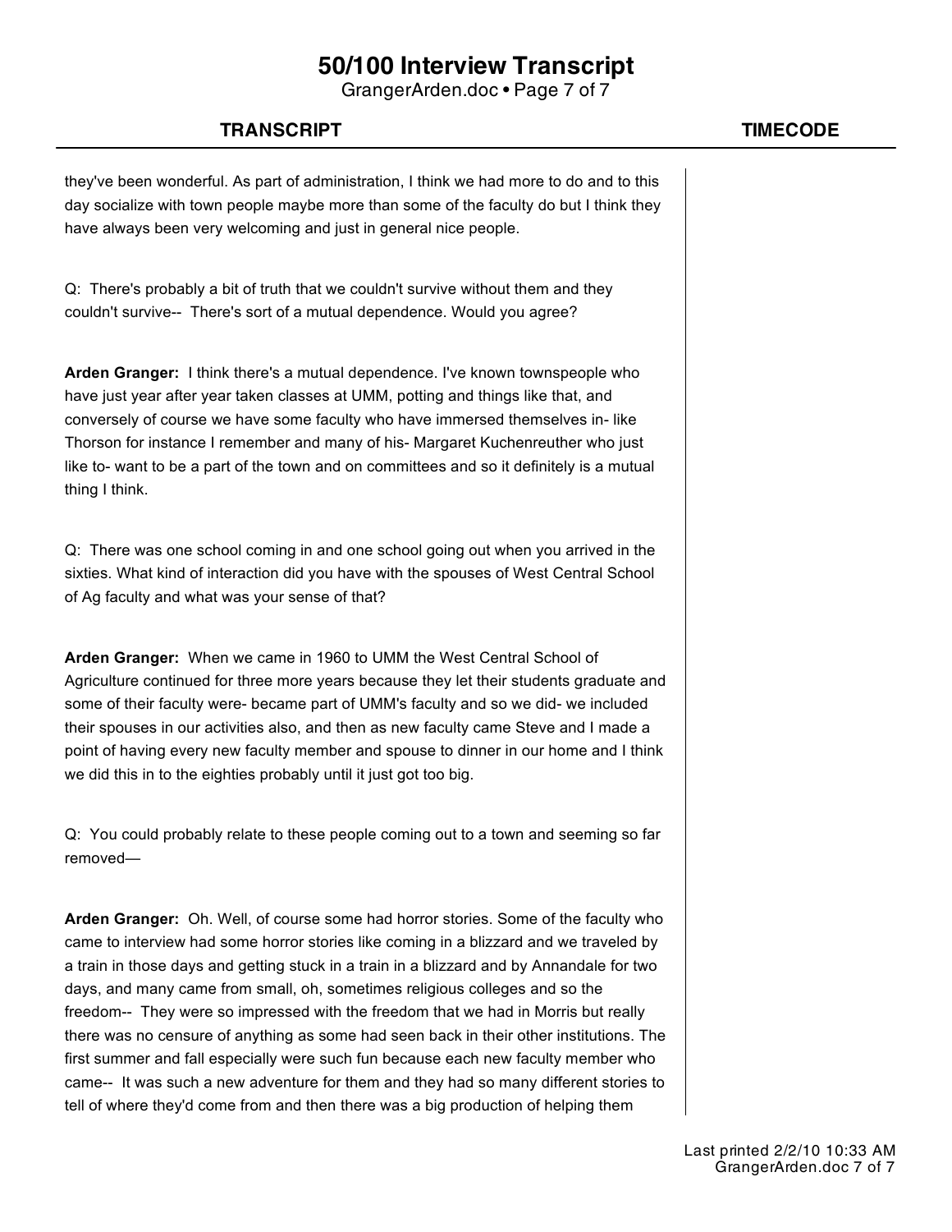they've been wonderful. As part of administration, I think we had more to do and to this day socialize with town people maybe more than some of the faculty do but I think they have always been very welcoming and just in general nice people.

Q: There's probably a bit of truth that we couldn't survive without them and they couldn't survive-- There's sort of a mutual dependence. Would you agree?

**Arden Granger:** I think there's a mutual dependence. I've known townspeople who have just year after year taken classes at UMM, potting and things like that, and conversely of course we have some faculty who have immersed themselves in- like Thorson for instance I remember and many of his- Margaret Kuchenreuther who just like to- want to be a part of the town and on committees and so it definitely is a mutual thing I think.

Q: There was one school coming in and one school going out when you arrived in the sixties. What kind of interaction did you have with the spouses of West Central School of Ag faculty and what was your sense of that?

**Arden Granger:** When we came in 1960 to UMM the West Central School of Agriculture continued for three more years because they let their students graduate and some of their faculty were- became part of UMM's faculty and so we did- we included their spouses in our activities also, and then as new faculty came Steve and I made a point of having every new faculty member and spouse to dinner in our home and I think we did this in to the eighties probably until it just got too big.

Q: You could probably relate to these people coming out to a town and seeming so far removed—

**Arden Granger:** Oh. Well, of course some had horror stories. Some of the faculty who came to interview had some horror stories like coming in a blizzard and we traveled by a train in those days and getting stuck in a train in a blizzard and by Annandale for two days, and many came from small, oh, sometimes religious colleges and so the freedom-- They were so impressed with the freedom that we had in Morris but really there was no censure of anything as some had seen back in their other institutions. The first summer and fall especially were such fun because each new faculty member who came-- It was such a new adventure for them and they had so many different stories to tell of where they'd come from and then there was a big production of helping them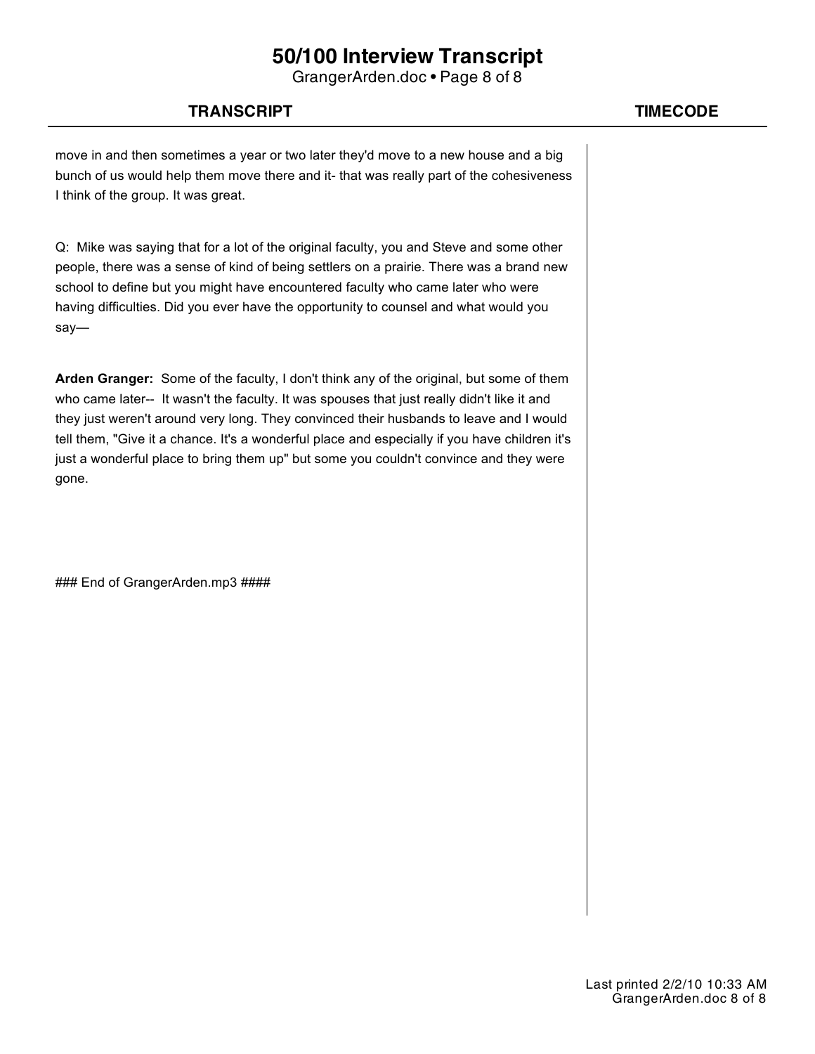move in and then sometimes a year or two later they'd move to a new house and a big bunch of us would help them move there and it- that was really part of the cohesiveness I think of the group. It was great.

Q: Mike was saying that for a lot of the original faculty, you and Steve and some other people, there was a sense of kind of being settlers on a prairie. There was a brand new school to define but you might have encountered faculty who came later who were having difficulties. Did you ever have the opportunity to counsel and what would you say—

**Arden Granger:** Some of the faculty, I don't think any of the original, but some of them who came later-- It wasn't the faculty. It was spouses that just really didn't like it and they just weren't around very long. They convinced their husbands to leave and I would tell them, "Give it a chance. It's a wonderful place and especially if you have children it's just a wonderful place to bring them up" but some you couldn't convince and they were gone.

### End of GrangerArden.mp3 ####